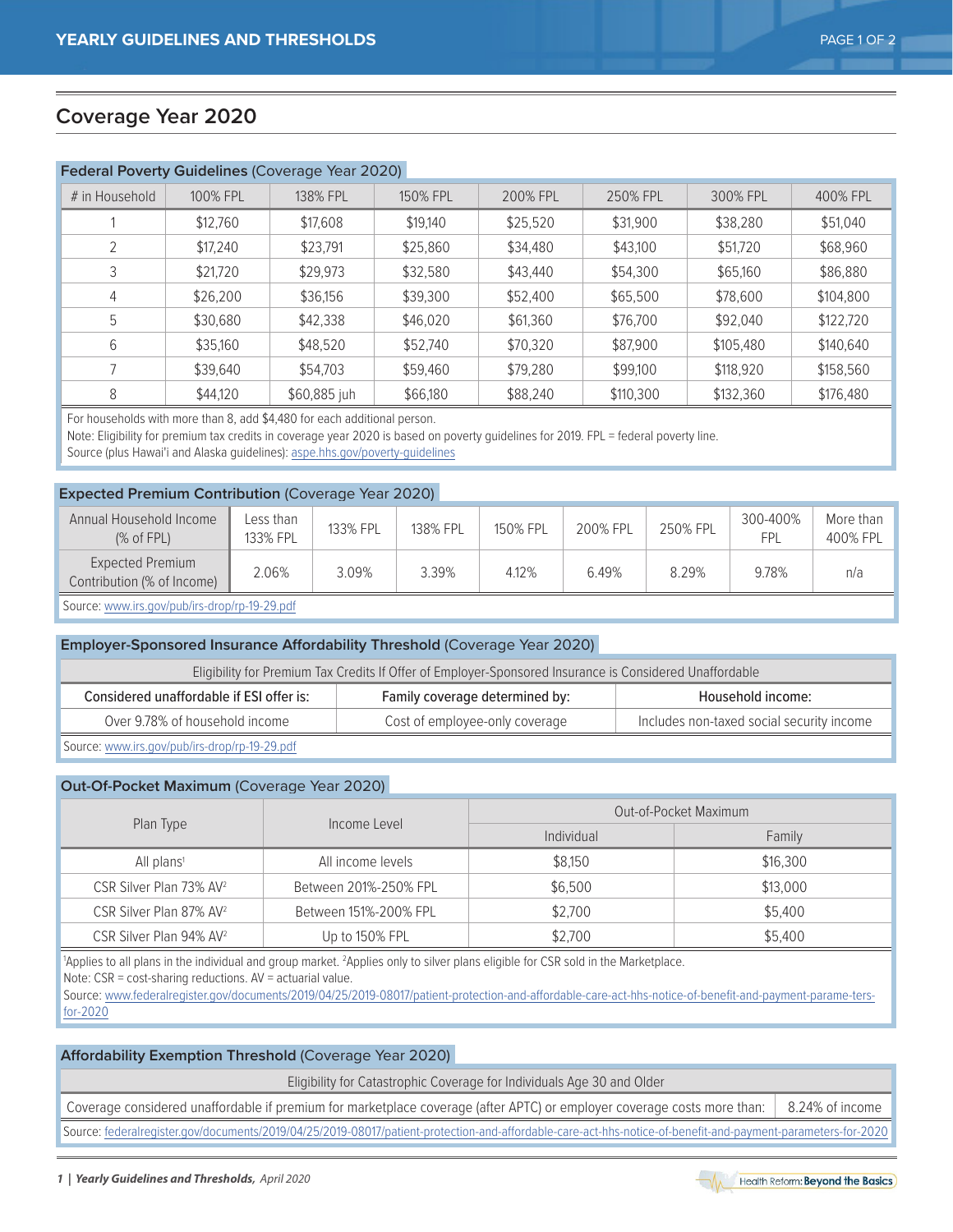# Coverage Year 2020

## **Federal Poverty Guidelines** (Coverage Year 2020)

| # in Household | 100% FPL | 138% FPL | 150% FPL | 200% FPL | 250% FPL | 300% FPL | 400% FPL |
|---|---|---|---|---|---|---|---|
| 1 | $12,760 | $17,608 | $19,140 | $25,520 | $31,900 | $38,280 | $51,040 |
| 2 | $17,240 | $23,791 | $25,860 | $34,480 | $43,100 | $51,720 | $68,960 |
| 3 | $21,720 | $29,973 | $32,580 | $43,440 | $54,300 | $65,160 | $86,880 |
| 4 | $26,200 | $36,156 | $39,300 | $52,400 | $65,500 | $78,600 | $104,800 |
| 5 | $30,680 | $42,338 | $46,020 | $61,360 | $76,700 | $92,040 | $122,720 |
| 6 | $35,160 | $48,520 | $52,740 | $70,320 | $87,900 | $105,480 | $140,640 |
| 7 | $39,640 | $54,703 | $59,460 | $79,280 | $99,100 | $118,920 | $158,560 |
| 8 | $44,120 | $60,885 juh | $66,180 | $88,240 | $110,300 | $132,360 | $176,480 |

For households with more than 8, add $4,480 for each additional person.
Note: Eligibility for premium tax credits in coverage year 2020 is based on poverty guidelines for 2019. FPL = federal poverty line.
Source (plus Hawai'i and Alaska guidelines): aspe.hhs.gov/poverty-guidelines

## **Expected Premium Contribution** (Coverage Year 2020)

| Annual Household Income (% of FPL) | Less than 133% FPL | 133% FPL | 138% FPL | 150% FPL | 200% FPL | 250% FPL | 300-400% FPL | More than 400% FPL |
|---|---|---|---|---|---|---|---|---|
| Expected Premium Contribution (% of Income) | 2.06% | 3.09% | 3.39% | 4.12% | 6.49% | 8.29% | 9.78% | n/a |

Source: www.irs.gov/pub/irs-drop/rp-19-29.pdf

## **Employer-Sponsored Insurance Affordability Threshold** (Coverage Year 2020)

| Eligibility for Premium Tax Credits If Offer of Employer-Sponsored Insurance is Considered Unaffordable | | |
|---|---|---|
| **Considered unaffordable if ESI offer is:** | **Family coverage determined by:** | **Household income:** |
| Over 9.78% of household income | Cost of employee-only coverage | Includes non-taxed social security income |

Source: www.irs.gov/pub/irs-drop/rp-19-29.pdf

## **Out-Of-Pocket Maximum** (Coverage Year 2020)

| Plan Type | Income Level | Out-of-Pocket Maximum | |
|---|---|---|---|
| | | Individual | Family |
| All plans[1] | All income levels | $8,150 | $16,300 |
| CSR Silver Plan 73% AV[2] | Between 201%-250% FPL | $6,500 | $13,000 |
| CSR Silver Plan 87% AV[2] | Between 151%-200% FPL | $2,700 | $5,400 |
| CSR Silver Plan 94% AV[2] | Up to 150% FPL | $2,700 | $5,400 |

[1]Applies to all plans in the individual and group market. [2]Applies only to silver plans eligible for CSR sold in the Marketplace.
Note: CSR = cost-sharing reductions. AV = actuarial value.
Source: www.federalregister.gov/documents/2019/04/25/2019-08017/patient-protection-and-affordable-care-act-hhs-notice-of-benefit-and-payment-parame-ters-for-2020

## **Affordability Exemption Threshold** (Coverage Year 2020)

| Eligibility for Catastrophic Coverage for Individuals Age 30 and Older | |
|---|---|
| Coverage considered unaffordable if premium for marketplace coverage (after APTC) or employer coverage costs more than: | 8.24% of income |

Source: federalregister.gov/documents/2019/04/25/2019-08017/patient-protection-and-affordable-care-act-hhs-notice-of-benefit-and-payment-parameters-for-2020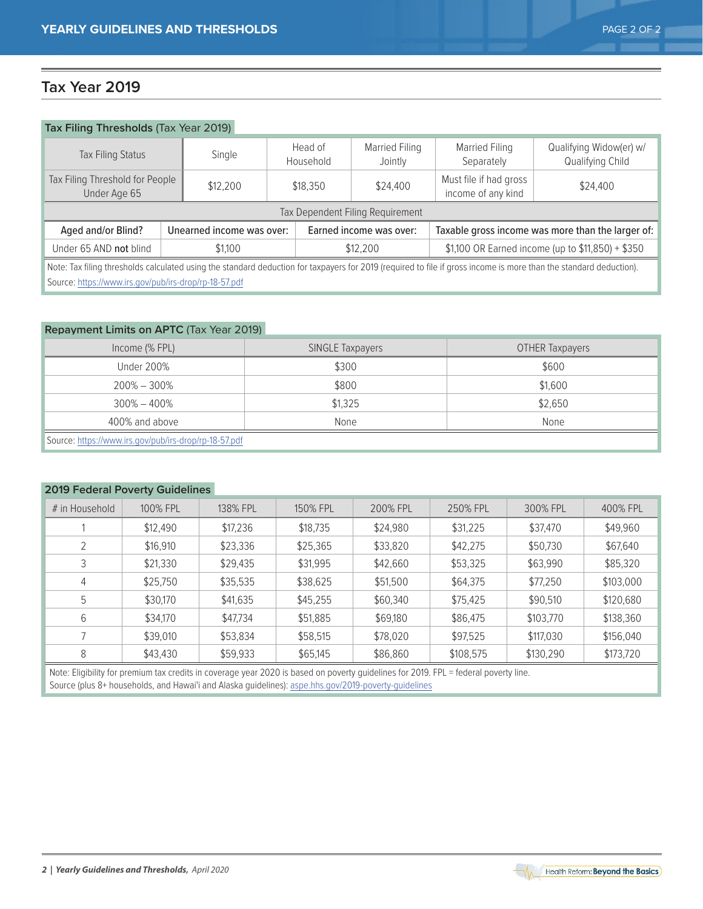## Tax Year 2019

### Tax Filing Thresholds (Tax Year 2019)

| Tax Filing Status | Single | Head of Household | Married Filing Jointly | Married Filing Separately | Qualifying Widow(er) w/ Qualifying Child |
|---|---|---|---|---|---|
| Tax Filing Threshold for People Under Age 65 | $12,200 | $18,350 | $24,400 | Must file if had gross income of any kind | $24,400 |

**Tax Dependent Filing Requirement**

| Aged and/or Blind? | Unearned income was over: | Earned income was over: | Taxable gross income was more than the larger of: |
|---|---|---|---|
| Under 65 AND **not** blind | $1,100 | $12,200 | $1,100 OR Earned income (up to $11,850) + $350 |

Note: Tax filing thresholds calculated using the standard deduction for taxpayers for 2019 (required to file if gross income is more than the standard deduction).
Source: https://www.irs.gov/pub/irs-drop/rp-18-57.pdf

### Repayment Limits on APTC (Tax Year 2019)

| Income (% FPL) | SINGLE Taxpayers | OTHER Taxpayers |
|---|---|---|
| Under 200% | $300 | $600 |
| 200% – 300% | $800 | $1,600 |
| 300% – 400% | $1,325 | $2,650 |
| 400% and above | None | None |

Source: https://www.irs.gov/pub/irs-drop/rp-18-57.pdf

### 2019 Federal Poverty Guidelines

| # in Household | 100% FPL | 138% FPL | 150% FPL | 200% FPL | 250% FPL | 300% FPL | 400% FPL |
|---|---|---|---|---|---|---|---|
| 1 | $12,490 | $17,236 | $18,735 | $24,980 | $31,225 | $37,470 | $49,960 |
| 2 | $16,910 | $23,336 | $25,365 | $33,820 | $42,275 | $50,730 | $67,640 |
| 3 | $21,330 | $29,435 | $31,995 | $42,660 | $53,325 | $63,990 | $85,320 |
| 4 | $25,750 | $35,535 | $38,625 | $51,500 | $64,375 | $77,250 | $103,000 |
| 5 | $30,170 | $41,635 | $45,255 | $60,340 | $75,425 | $90,510 | $120,680 |
| 6 | $34,170 | $47,734 | $51,885 | $69,180 | $86,475 | $103,770 | $138,360 |
| 7 | $39,010 | $53,834 | $58,515 | $78,020 | $97,525 | $117,030 | $156,040 |
| 8 | $43,430 | $59,933 | $65,145 | $86,860 | $108,575 | $130,290 | $173,720 |

Note: Eligibility for premium tax credits in coverage year 2020 is based on poverty guidelines for 2019. FPL = federal poverty line.
Source (plus 8+ households, and Hawai'i and Alaska guidelines): aspe.hhs.gov/2019-poverty-guidelines